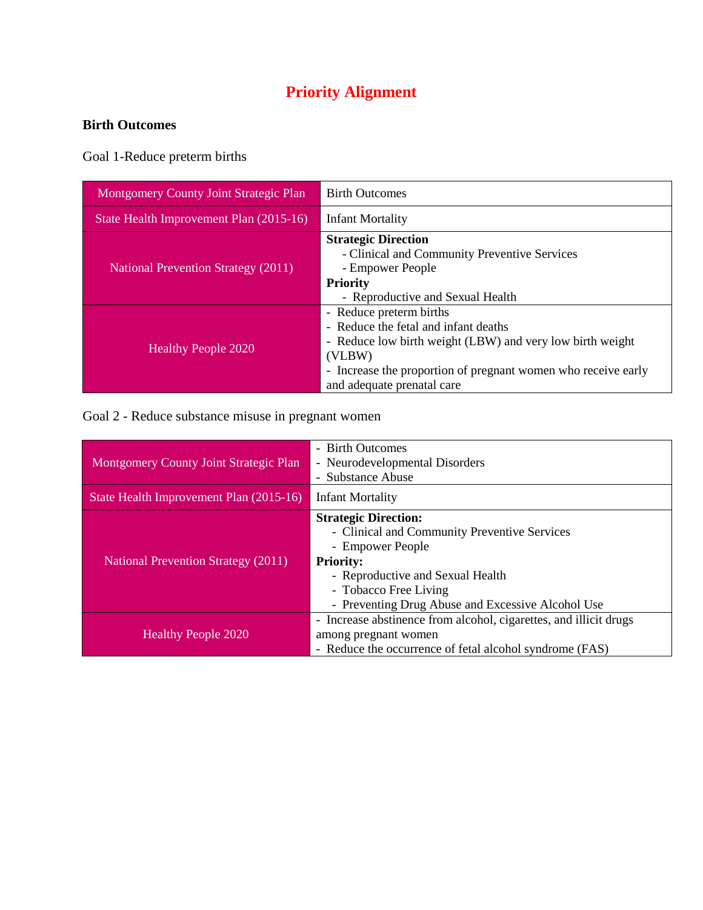# Priority Alignment

**Birth Outcomes**

Goal 1-Reduce preterm births

| Montgomery County Joint Strategic Plan | Birth Outcomes |
|---|---|
| State Health Improvement Plan (2015-16) | Infant Mortality |
| National Prevention Strategy (2011) | **Strategic Direction**<br>- Clinical and Community Preventive Services<br>- Empower People<br>**Priority**<br>- Reproductive and Sexual Health |
| Healthy People 2020 | - Reduce preterm births<br>- Reduce the fetal and infant deaths<br>- Reduce low birth weight (LBW) and very low birth weight (VLBW)<br>- Increase the proportion of pregnant women who receive early and adequate prenatal care |

Goal 2 - Reduce substance misuse in pregnant women

| Montgomery County Joint Strategic Plan | - Birth Outcomes<br>- Neurodevelopmental Disorders<br>- Substance Abuse |
|---|---|
| State Health Improvement Plan (2015-16) | Infant Mortality |
| National Prevention Strategy (2011) | **Strategic Direction:**<br>- Clinical and Community Preventive Services<br>- Empower People<br>**Priority:**<br>- Reproductive and Sexual Health<br>- Tobacco Free Living<br>- Preventing Drug Abuse and Excessive Alcohol Use |
| Healthy People 2020 | - Increase abstinence from alcohol, cigarettes, and illicit drugs among pregnant women<br>- Reduce the occurrence of fetal alcohol syndrome (FAS) |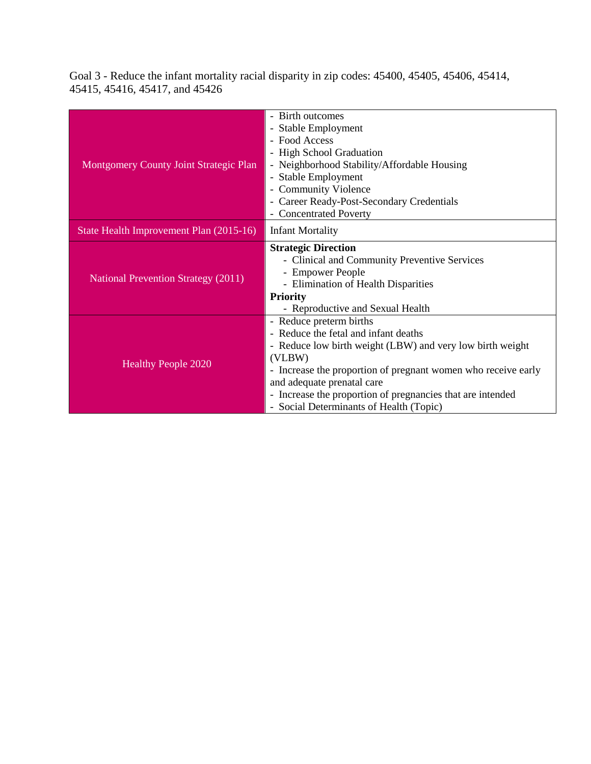Goal 3 - Reduce the infant mortality racial disparity in zip codes: 45400, 45405, 45406, 45414, 45415, 45416, 45417, and 45426

| | |
|---|---|
| Montgomery County Joint Strategic Plan | - Birth outcomes<br>- Stable Employment<br>- Food Access<br>- High School Graduation<br>- Neighborhood Stability/Affordable Housing<br>- Stable Employment<br>- Community Violence<br>- Career Ready-Post-Secondary Credentials<br>- Concentrated Poverty |
| State Health Improvement Plan (2015-16) | Infant Mortality |
| National Prevention Strategy (2011) | **Strategic Direction**<br>- Clinical and Community Preventive Services<br>- Empower People<br>- Elimination of Health Disparities<br>**Priority**<br>- Reproductive and Sexual Health |
| Healthy People 2020 | - Reduce preterm births<br>- Reduce the fetal and infant deaths<br>- Reduce low birth weight (LBW) and very low birth weight (VLBW)<br>- Increase the proportion of pregnant women who receive early and adequate prenatal care<br>- Increase the proportion of pregnancies that are intended<br>- Social Determinants of Health (Topic) |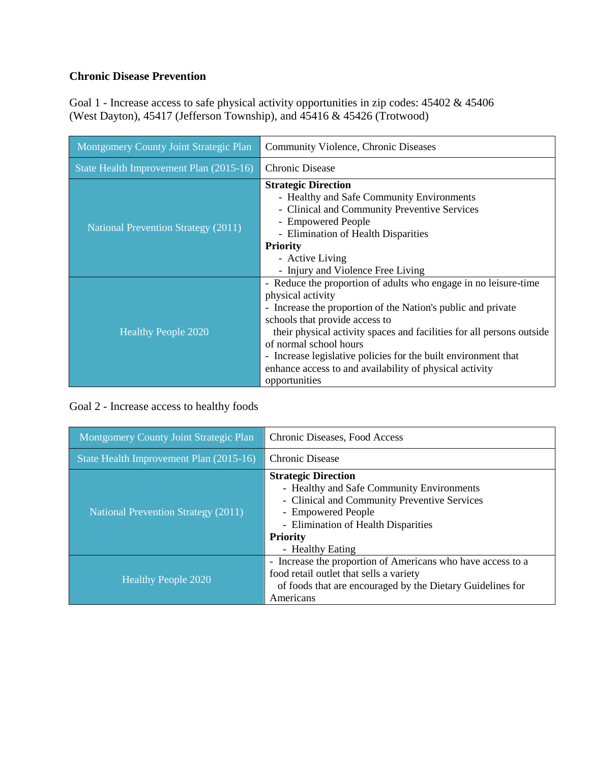**Chronic Disease Prevention**

Goal 1 - Increase access to safe physical activity opportunities in zip codes: 45402 & 45406 (West Dayton), 45417 (Jefferson Township), and 45416 & 45426 (Trotwood)

| | |
|---|---|
| Montgomery County Joint Strategic Plan | Community Violence, Chronic Diseases |
| State Health Improvement Plan (2015-16) | Chronic Disease |
| National Prevention Strategy (2011) | **Strategic Direction**<br>- Healthy and Safe Community Environments<br>- Clinical and Community Preventive Services<br>- Empowered People<br>- Elimination of Health Disparities<br>**Priority**<br>- Active Living<br>- Injury and Violence Free Living |
| Healthy People 2020 | - Reduce the proportion of adults who engage in no leisure-time physical activity<br>- Increase the proportion of the Nation's public and private schools that provide access to their physical activity spaces and facilities for all persons outside of normal school hours<br>- Increase legislative policies for the built environment that enhance access to and availability of physical activity opportunities |

Goal 2 - Increase access to healthy foods

| | |
|---|---|
| Montgomery County Joint Strategic Plan | Chronic Diseases, Food Access |
| State Health Improvement Plan (2015-16) | Chronic Disease |
| National Prevention Strategy (2011) | **Strategic Direction**<br>- Healthy and Safe Community Environments<br>- Clinical and Community Preventive Services<br>- Empowered People<br>- Elimination of Health Disparities<br>**Priority**<br>- Healthy Eating |
| Healthy People 2020 | - Increase the proportion of Americans who have access to a food retail outlet that sells a variety of foods that are encouraged by the Dietary Guidelines for Americans |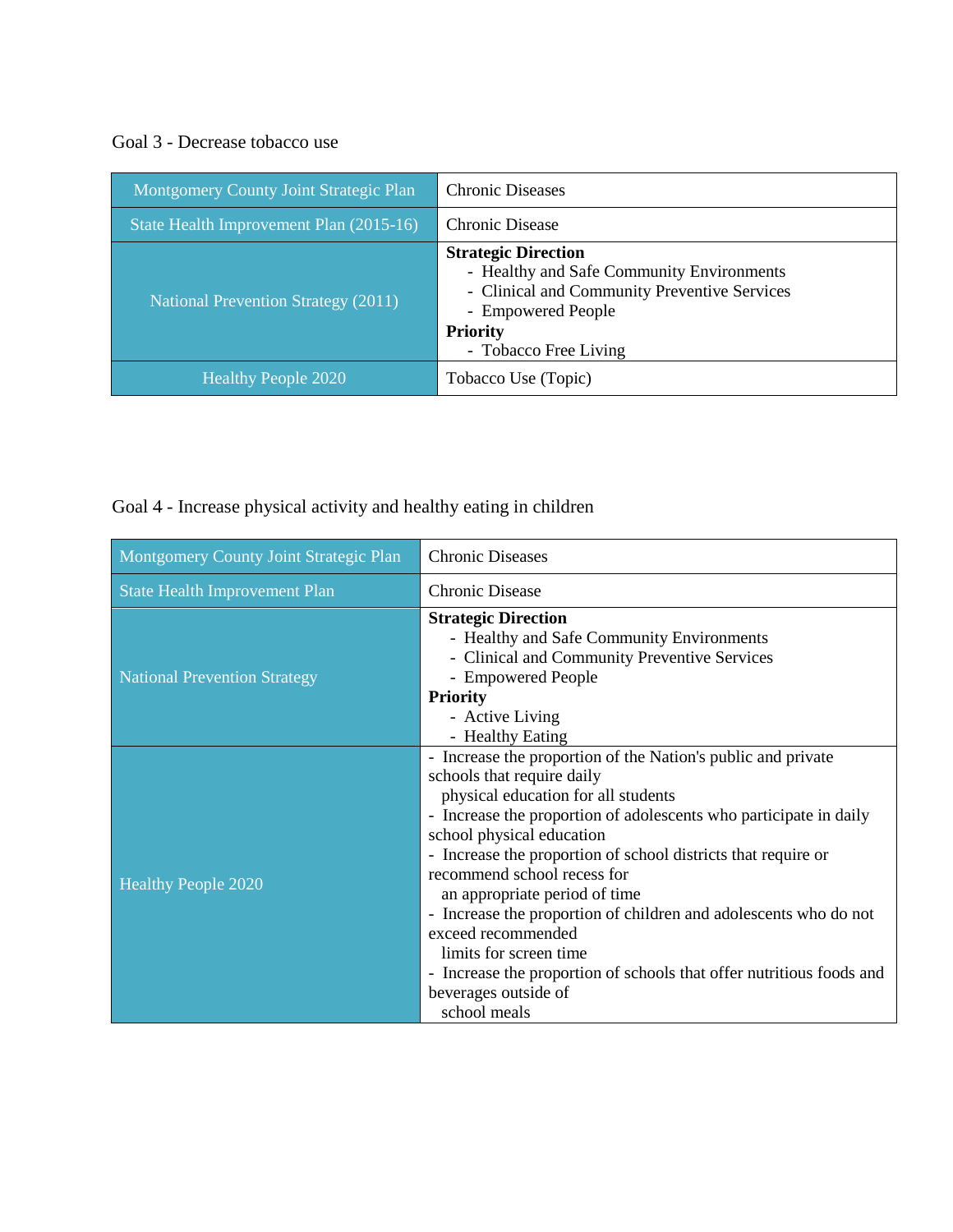Goal 3 - Decrease tobacco use

| Montgomery County Joint Strategic Plan | Chronic Diseases |
| --- | --- |
| State Health Improvement Plan (2015-16) | Chronic Disease |
| National Prevention Strategy (2011) | **Strategic Direction**<br>- Healthy and Safe Community Environments<br>- Clinical and Community Preventive Services<br>- Empowered People<br>**Priority**<br>- Tobacco Free Living |
| Healthy People 2020 | Tobacco Use (Topic) |

Goal 4 - Increase physical activity and healthy eating in children

| Montgomery County Joint Strategic Plan | Chronic Diseases |
| --- | --- |
| State Health Improvement Plan | Chronic Disease |
| National Prevention Strategy | **Strategic Direction**<br>- Healthy and Safe Community Environments<br>- Clinical and Community Preventive Services<br>- Empowered People<br>**Priority**<br>- Active Living<br>- Healthy Eating |
| Healthy People 2020 | - Increase the proportion of the Nation's public and private schools that require daily physical education for all students<br>- Increase the proportion of adolescents who participate in daily school physical education<br>- Increase the proportion of school districts that require or recommend school recess for an appropriate period of time<br>- Increase the proportion of children and adolescents who do not exceed recommended limits for screen time<br>- Increase the proportion of schools that offer nutritious foods and beverages outside of school meals |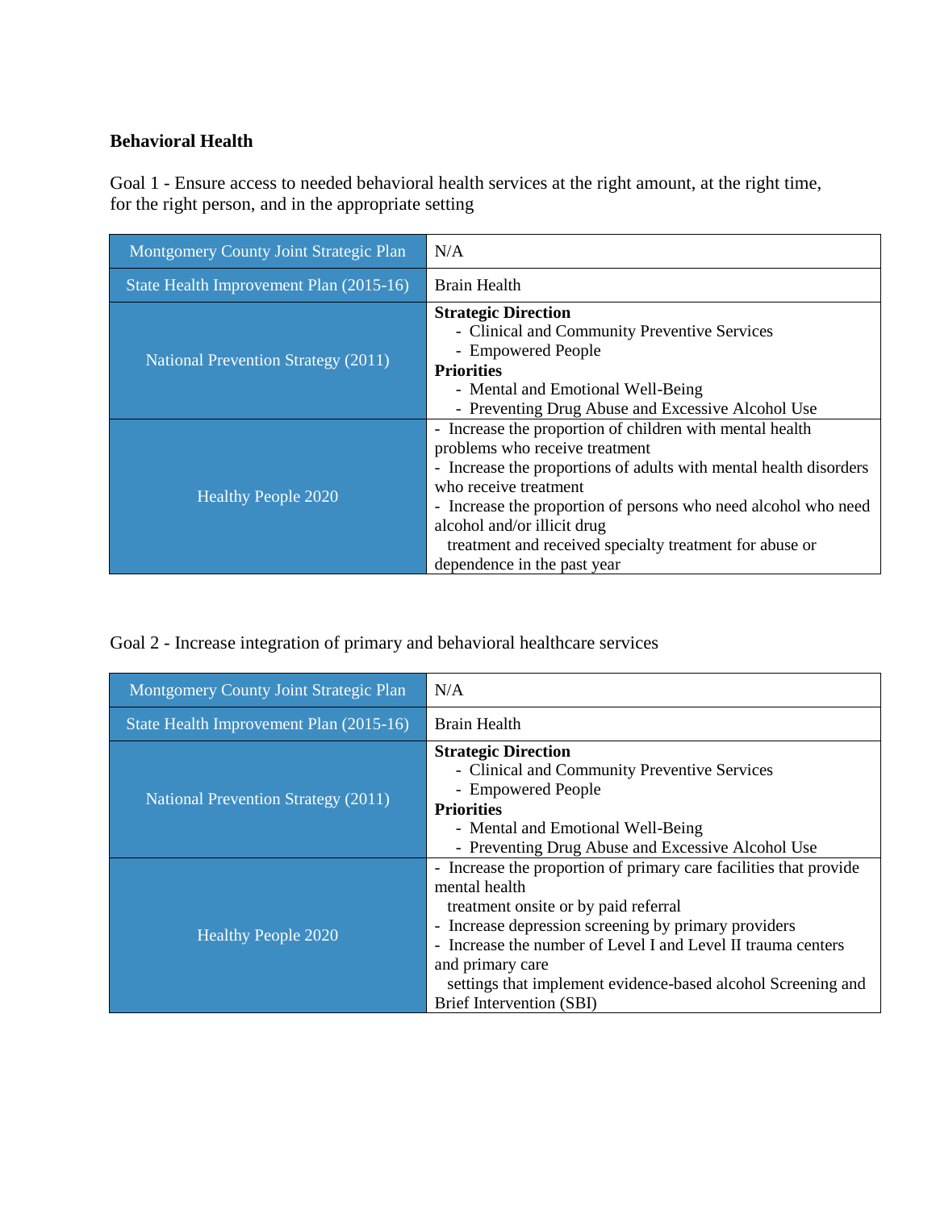**Behavioral Health**

Goal 1 - Ensure access to needed behavioral health services at the right amount, at the right time, for the right person, and in the appropriate setting

| Montgomery County Joint Strategic Plan | N/A |
|---|---|
| State Health Improvement Plan (2015-16) | Brain Health |
| National Prevention Strategy (2011) | **Strategic Direction**<br>- Clinical and Community Preventive Services<br>- Empowered People<br>**Priorities**<br>- Mental and Emotional Well-Being<br>- Preventing Drug Abuse and Excessive Alcohol Use |
| Healthy People 2020 | - Increase the proportion of children with mental health problems who receive treatment<br>- Increase the proportions of adults with mental health disorders who receive treatment<br>- Increase the proportion of persons who need alcohol who need alcohol and/or illicit drug treatment and received specialty treatment for abuse or dependence in the past year |

Goal 2 - Increase integration of primary and behavioral healthcare services

| Montgomery County Joint Strategic Plan | N/A |
|---|---|
| State Health Improvement Plan (2015-16) | Brain Health |
| National Prevention Strategy (2011) | **Strategic Direction**<br>- Clinical and Community Preventive Services<br>- Empowered People<br>**Priorities**<br>- Mental and Emotional Well-Being<br>- Preventing Drug Abuse and Excessive Alcohol Use |
| Healthy People 2020 | - Increase the proportion of primary care facilities that provide mental health treatment onsite or by paid referral<br>- Increase depression screening by primary providers<br>- Increase the number of Level I and Level II trauma centers and primary care settings that implement evidence-based alcohol Screening and Brief Intervention (SBI) |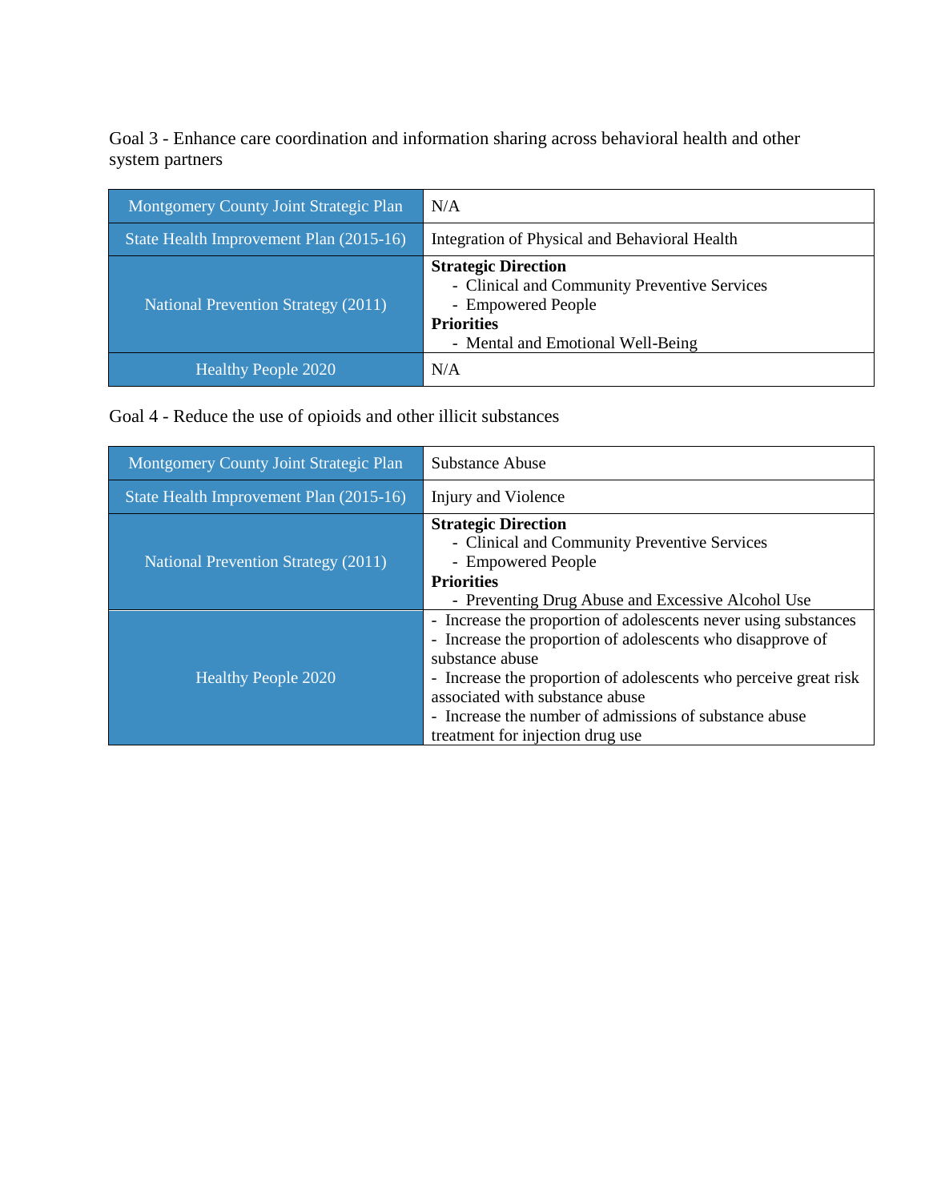Goal 3 - Enhance care coordination and information sharing across behavioral health and other system partners

| | |
|---|---|
| Montgomery County Joint Strategic Plan | N/A |
| State Health Improvement Plan (2015-16) | Integration of Physical and Behavioral Health |
| National Prevention Strategy (2011) | **Strategic Direction**<br>- Clinical and Community Preventive Services<br>- Empowered People<br>**Priorities**<br>- Mental and Emotional Well-Being |
| Healthy People 2020 | N/A |

Goal 4 - Reduce the use of opioids and other illicit substances

| | |
|---|---|
| Montgomery County Joint Strategic Plan | Substance Abuse |
| State Health Improvement Plan (2015-16) | Injury and Violence |
| National Prevention Strategy (2011) | **Strategic Direction**<br>- Clinical and Community Preventive Services<br>- Empowered People<br>**Priorities**<br>- Preventing Drug Abuse and Excessive Alcohol Use |
| Healthy People 2020 | - Increase the proportion of adolescents never using substances<br>- Increase the proportion of adolescents who disapprove of substance abuse<br>- Increase the proportion of adolescents who perceive great risk associated with substance abuse<br>- Increase the number of admissions of substance abuse treatment for injection drug use |